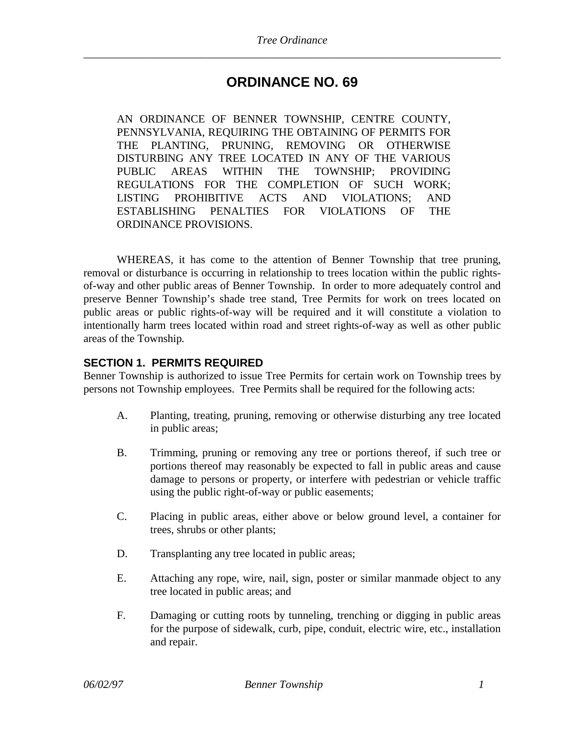# ORDINANCE NO. 69

AN ORDINANCE OF BENNER TOWNSHIP, CENTRE COUNTY, PENNSYLVANIA, REQUIRING THE OBTAINING OF PERMITS FOR THE PLANTING, PRUNING, REMOVING OR OTHERWISE DISTURBING ANY TREE LOCATED IN ANY OF THE VARIOUS PUBLIC AREAS WITHIN THE TOWNSHIP; PROVIDING REGULATIONS FOR THE COMPLETION OF SUCH WORK; LISTING PROHIBITIVE ACTS AND VIOLATIONS; AND ESTABLISHING PENALTIES FOR VIOLATIONS OF THE ORDINANCE PROVISIONS.

WHEREAS, it has come to the attention of Benner Township that tree pruning, removal or disturbance is occurring in relationship to trees location within the public rights-of-way and other public areas of Benner Township. In order to more adequately control and preserve Benner Township's shade tree stand, Tree Permits for work on trees located on public areas or public rights-of-way will be required and it will constitute a violation to intentionally harm trees located within road and street rights-of-way as well as other public areas of the Township.

### SECTION 1. PERMITS REQUIRED

Benner Township is authorized to issue Tree Permits for certain work on Township trees by persons not Township employees. Tree Permits shall be required for the following acts:

A. Planting, treating, pruning, removing or otherwise disturbing any tree located in public areas;

B. Trimming, pruning or removing any tree or portions thereof, if such tree or portions thereof may reasonably be expected to fall in public areas and cause damage to persons or property, or interfere with pedestrian or vehicle traffic using the public right-of-way or public easements;

C. Placing in public areas, either above or below ground level, a container for trees, shrubs or other plants;

D. Transplanting any tree located in public areas;

E. Attaching any rope, wire, nail, sign, poster or similar manmade object to any tree located in public areas; and

F. Damaging or cutting roots by tunneling, trenching or digging in public areas for the purpose of sidewalk, curb, pipe, conduit, electric wire, etc., installation and repair.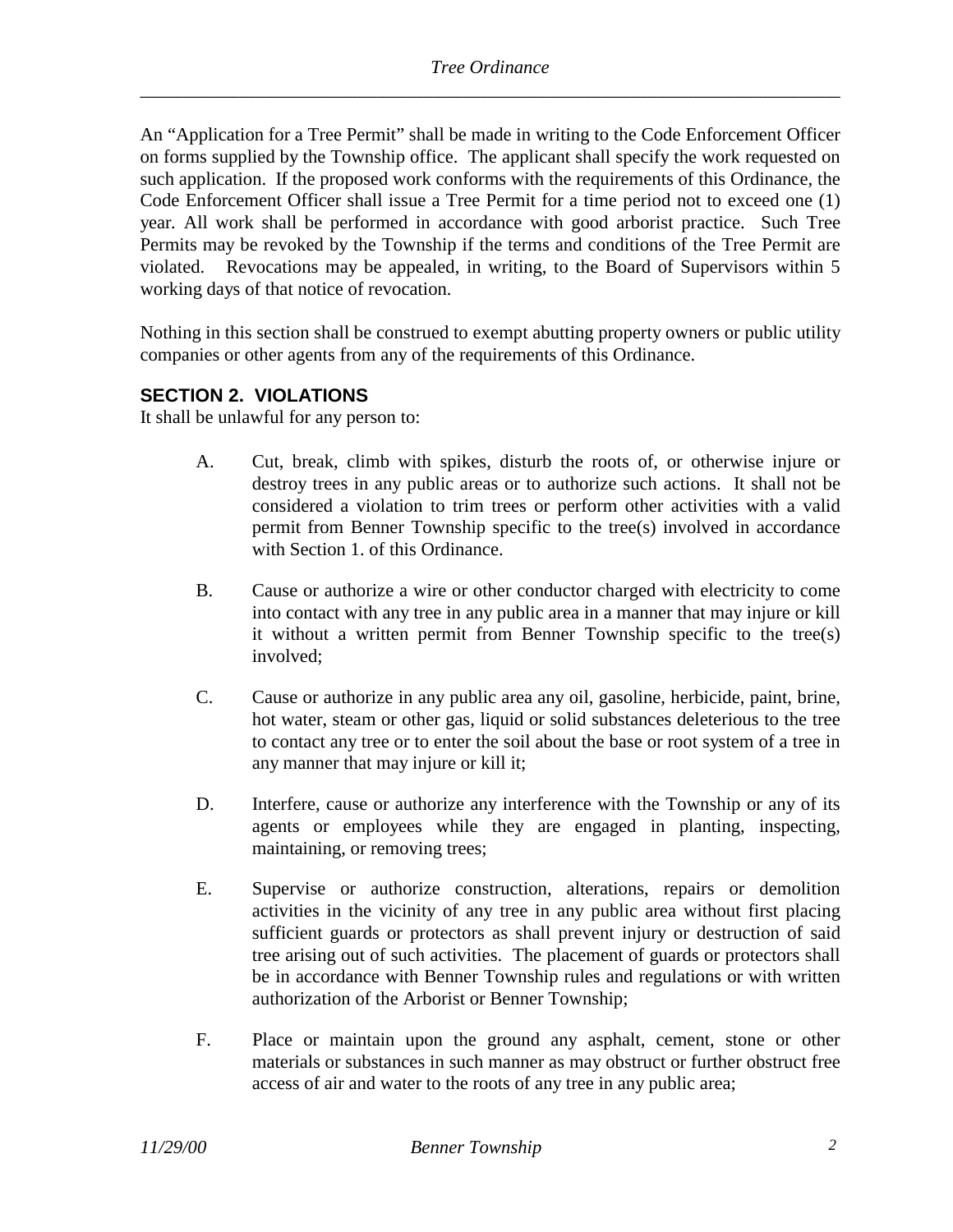An "Application for a Tree Permit" shall be made in writing to the Code Enforcement Officer on forms supplied by the Township office. The applicant shall specify the work requested on such application. If the proposed work conforms with the requirements of this Ordinance, the Code Enforcement Officer shall issue a Tree Permit for a time period not to exceed one (1) year. All work shall be performed in accordance with good arborist practice. Such Tree Permits may be revoked by the Township if the terms and conditions of the Tree Permit are violated. Revocations may be appealed, in writing, to the Board of Supervisors within 5 working days of that notice of revocation.

Nothing in this section shall be construed to exempt abutting property owners or public utility companies or other agents from any of the requirements of this Ordinance.

## SECTION 2. VIOLATIONS

It shall be unlawful for any person to:

A. Cut, break, climb with spikes, disturb the roots of, or otherwise injure or destroy trees in any public areas or to authorize such actions. It shall not be considered a violation to trim trees or perform other activities with a valid permit from Benner Township specific to the tree(s) involved in accordance with Section 1. of this Ordinance.

B. Cause or authorize a wire or other conductor charged with electricity to come into contact with any tree in any public area in a manner that may injure or kill it without a written permit from Benner Township specific to the tree(s) involved;

C. Cause or authorize in any public area any oil, gasoline, herbicide, paint, brine, hot water, steam or other gas, liquid or solid substances deleterious to the tree to contact any tree or to enter the soil about the base or root system of a tree in any manner that may injure or kill it;

D. Interfere, cause or authorize any interference with the Township or any of its agents or employees while they are engaged in planting, inspecting, maintaining, or removing trees;

E. Supervise or authorize construction, alterations, repairs or demolition activities in the vicinity of any tree in any public area without first placing sufficient guards or protectors as shall prevent injury or destruction of said tree arising out of such activities. The placement of guards or protectors shall be in accordance with Benner Township rules and regulations or with written authorization of the Arborist or Benner Township;

F. Place or maintain upon the ground any asphalt, cement, stone or other materials or substances in such manner as may obstruct or further obstruct free access of air and water to the roots of any tree in any public area;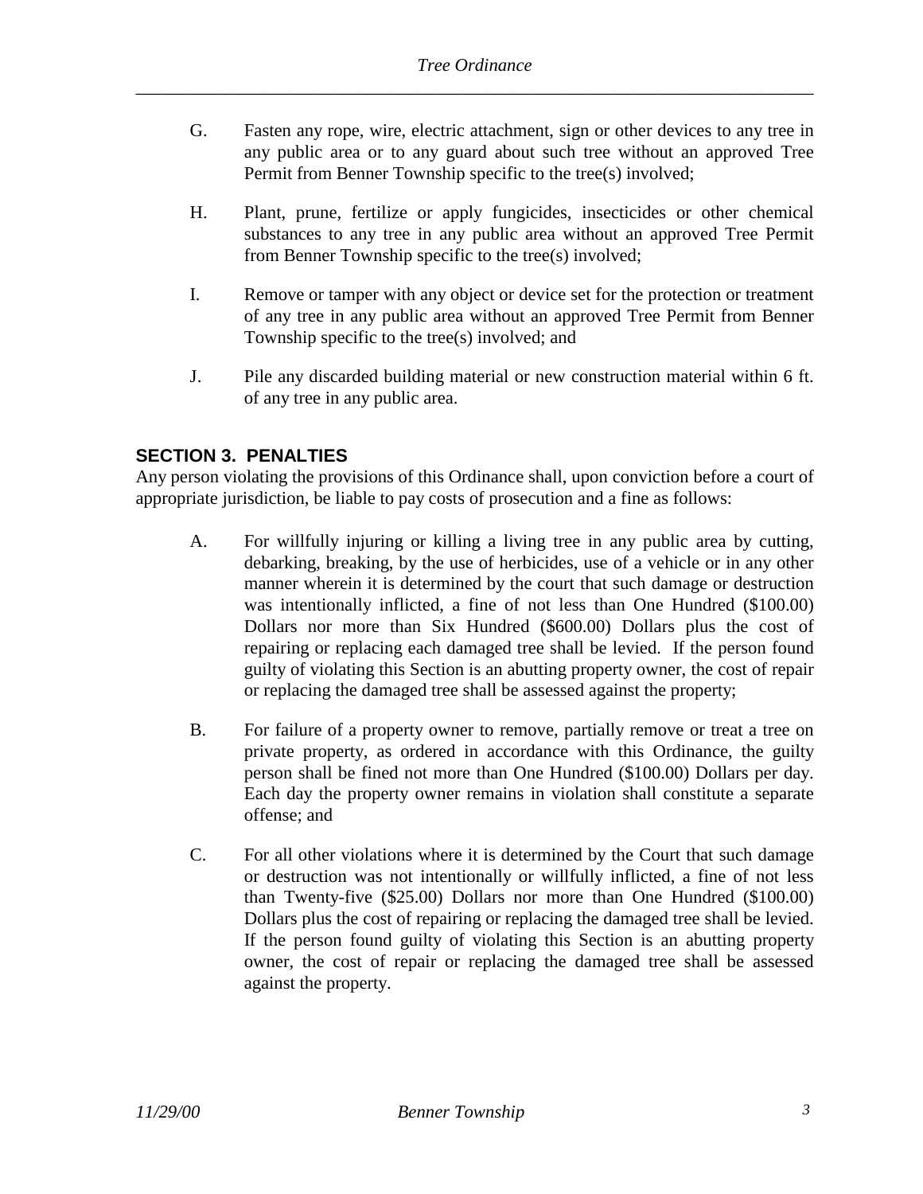G. Fasten any rope, wire, electric attachment, sign or other devices to any tree in any public area or to any guard about such tree without an approved Tree Permit from Benner Township specific to the tree(s) involved;

H. Plant, prune, fertilize or apply fungicides, insecticides or other chemical substances to any tree in any public area without an approved Tree Permit from Benner Township specific to the tree(s) involved;

I. Remove or tamper with any object or device set for the protection or treatment of any tree in any public area without an approved Tree Permit from Benner Township specific to the tree(s) involved; and

J. Pile any discarded building material or new construction material within 6 ft. of any tree in any public area.

## SECTION 3. PENALTIES

Any person violating the provisions of this Ordinance shall, upon conviction before a court of appropriate jurisdiction, be liable to pay costs of prosecution and a fine as follows:

A. For willfully injuring or killing a living tree in any public area by cutting, debarking, breaking, by the use of herbicides, use of a vehicle or in any other manner wherein it is determined by the court that such damage or destruction was intentionally inflicted, a fine of not less than One Hundred ($100.00) Dollars nor more than Six Hundred ($600.00) Dollars plus the cost of repairing or replacing each damaged tree shall be levied. If the person found guilty of violating this Section is an abutting property owner, the cost of repair or replacing the damaged tree shall be assessed against the property;

B. For failure of a property owner to remove, partially remove or treat a tree on private property, as ordered in accordance with this Ordinance, the guilty person shall be fined not more than One Hundred ($100.00) Dollars per day. Each day the property owner remains in violation shall constitute a separate offense; and

C. For all other violations where it is determined by the Court that such damage or destruction was not intentionally or willfully inflicted, a fine of not less than Twenty-five ($25.00) Dollars nor more than One Hundred ($100.00) Dollars plus the cost of repairing or replacing the damaged tree shall be levied. If the person found guilty of violating this Section is an abutting property owner, the cost of repair or replacing the damaged tree shall be assessed against the property.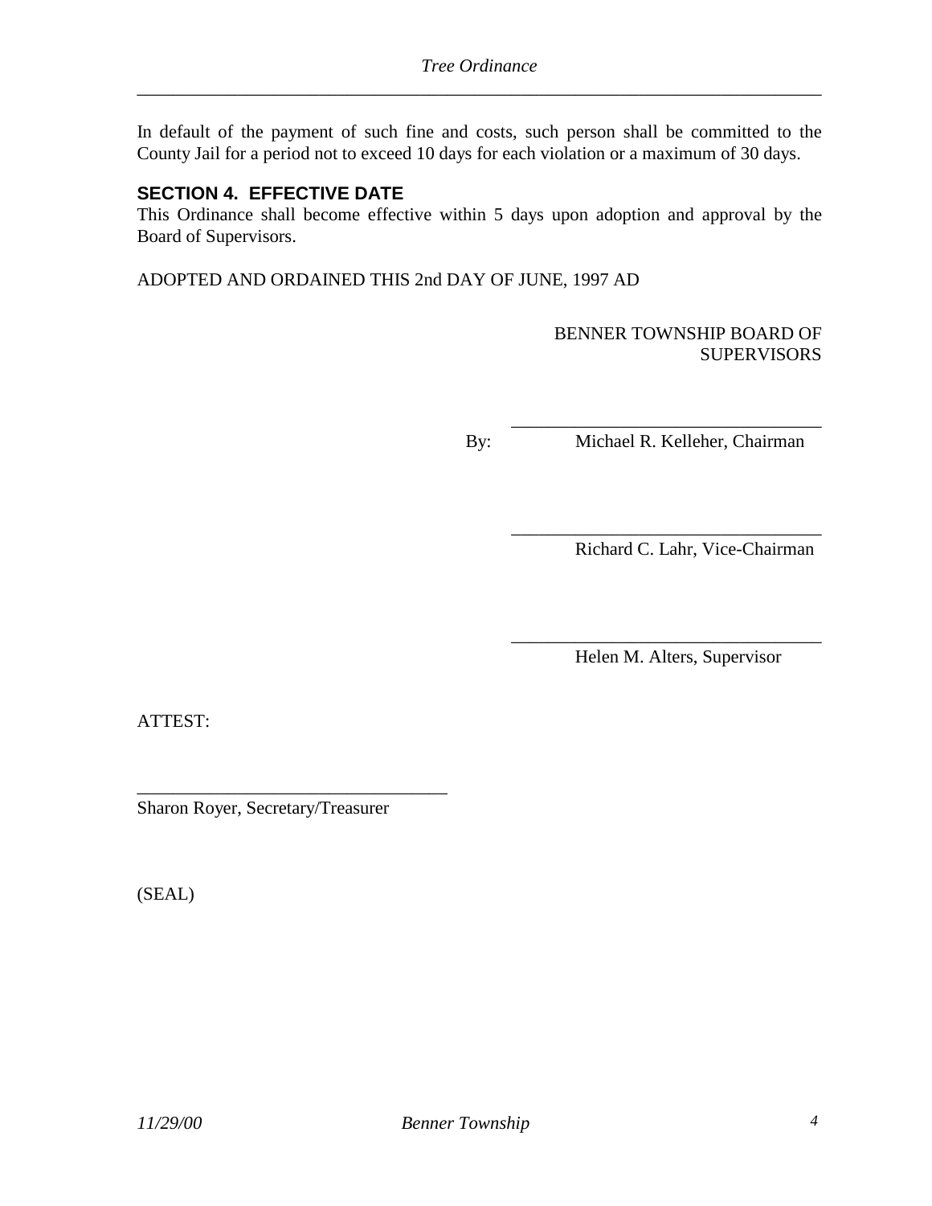In default of the payment of such fine and costs, such person shall be committed to the County Jail for a period not to exceed 10 days for each violation or a maximum of 30 days.

## SECTION 4. EFFECTIVE DATE

This Ordinance shall become effective within 5 days upon adoption and approval by the Board of Supervisors.

ADOPTED AND ORDAINED THIS 2nd DAY OF JUNE, 1997 AD

BENNER TOWNSHIP BOARD OF SUPERVISORS

By: ___________________________________
Michael R. Kelleher, Chairman

___________________________________
Richard C. Lahr, Vice-Chairman

___________________________________
Helen M. Alters, Supervisor

ATTEST:

___________________________________
Sharon Royer, Secretary/Treasurer

(SEAL)